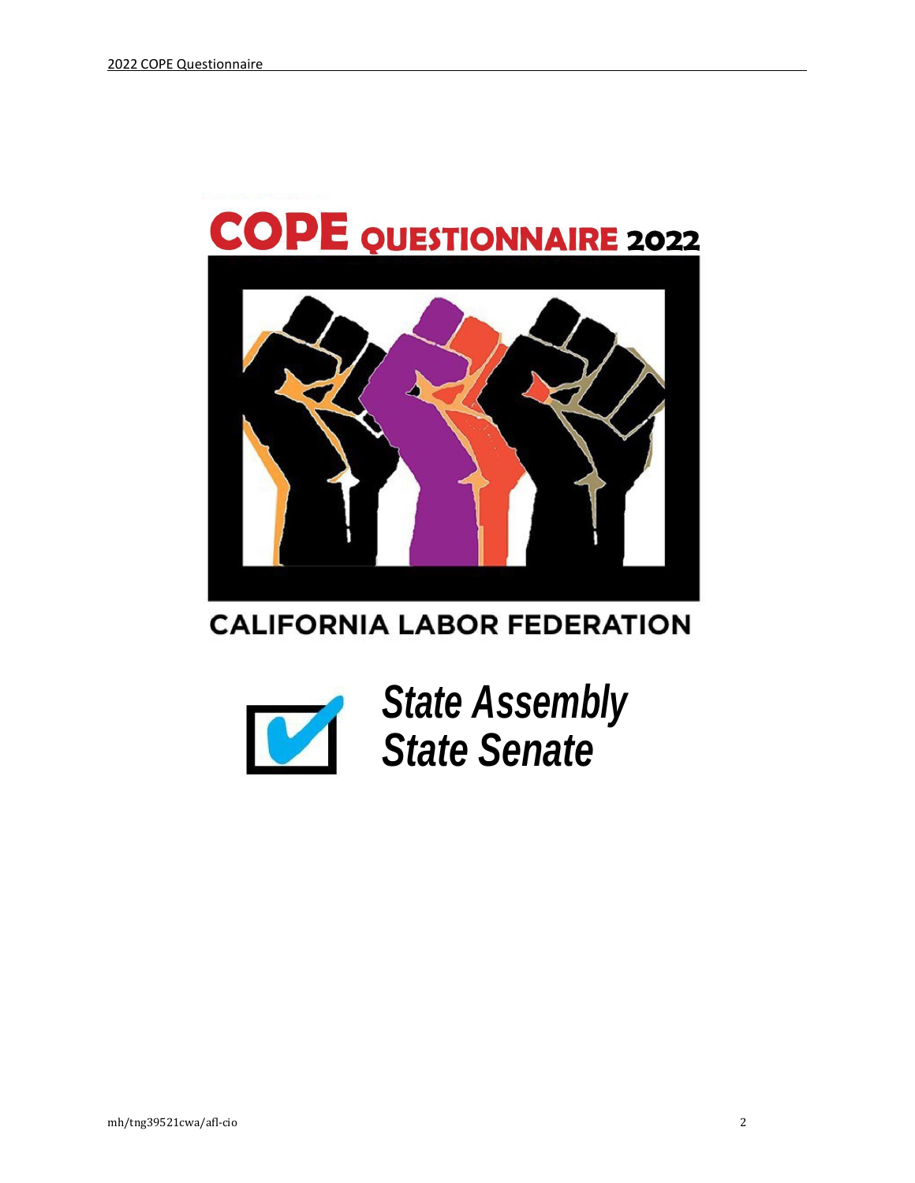# COPE QUESTIONNAIRE 2022

CALIFORNIA LABOR FEDERATION

***State Assembly***
***State Senate***

mh/tng39521cwa/afl-cio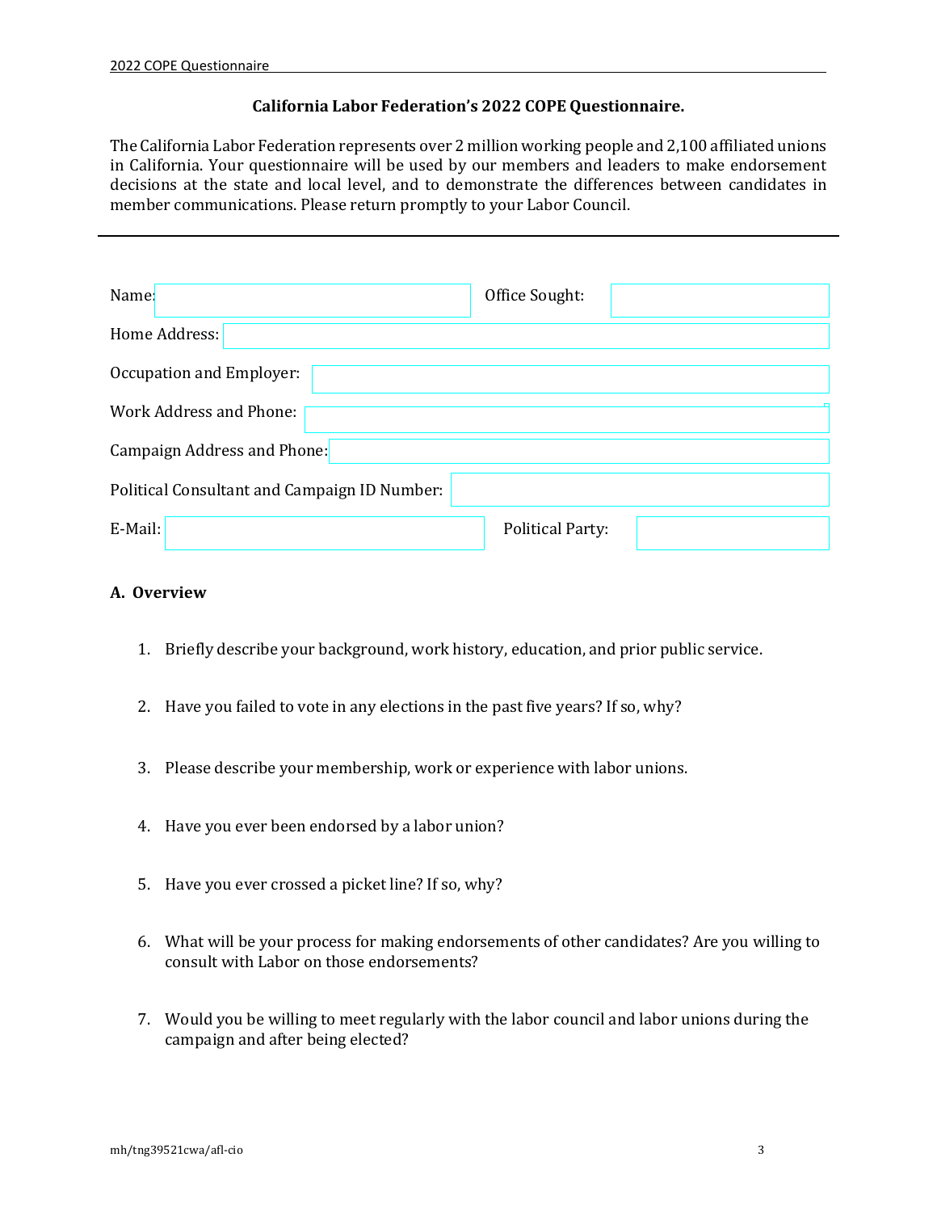**California Labor Federation's 2022 COPE Questionnaire.**

The California Labor Federation represents over 2 million working people and 2,100 affiliated unions in California. Your questionnaire will be used by our members and leaders to make endorsement decisions at the state and local level, and to demonstrate the differences between candidates in member communications. Please return promptly to your Labor Council.

---

| | | | |
|---|---|---|---|
| Name: | | Office Sought: | |
| Home Address: | | | |
| Occupation and Employer: | | | |
| Work Address and Phone: | | | |
| Campaign Address and Phone: | | | |
| Political Consultant and Campaign ID Number: | | | |
| E-Mail: | | Political Party: | |

## A. Overview

1. Briefly describe your background, work history, education, and prior public service.

2. Have you failed to vote in any elections in the past five years? If so, why?

3. Please describe your membership, work or experience with labor unions.

4. Have you ever been endorsed by a labor union?

5. Have you ever crossed a picket line? If so, why?

6. What will be your process for making endorsements of other candidates? Are you willing to consult with Labor on those endorsements?

7. Would you be willing to meet regularly with the labor council and labor unions during the campaign and after being elected?

mh/tng39521cwa/afl-cio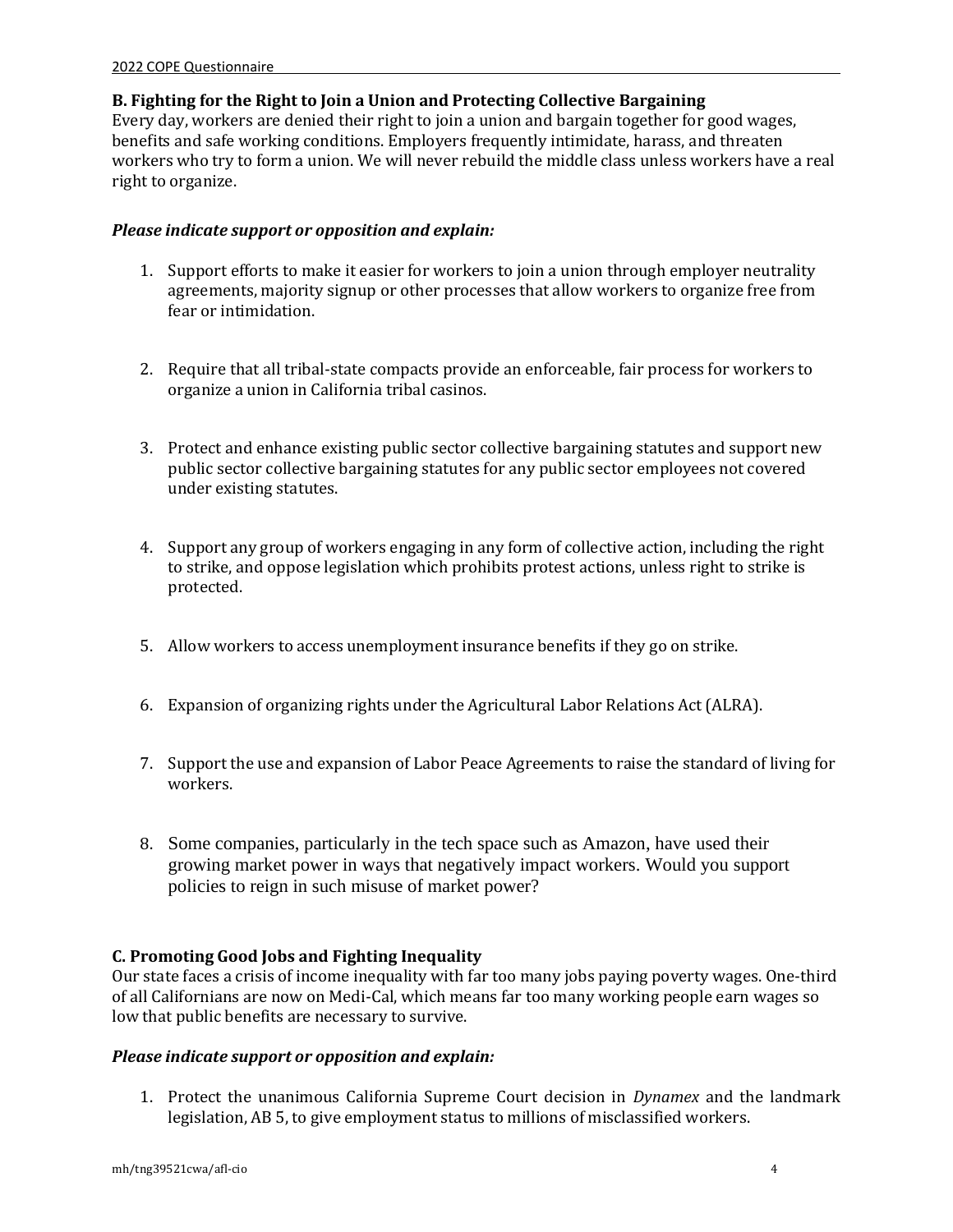### B. Fighting for the Right to Join a Union and Protecting Collective Bargaining

Every day, workers are denied their right to join a union and bargain together for good wages, benefits and safe working conditions. Employers frequently intimidate, harass, and threaten workers who try to form a union. We will never rebuild the middle class unless workers have a real right to organize.

***Please indicate support or opposition and explain:***

1. Support efforts to make it easier for workers to join a union through employer neutrality agreements, majority signup or other processes that allow workers to organize free from fear or intimidation.

2. Require that all tribal-state compacts provide an enforceable, fair process for workers to organize a union in California tribal casinos.

3. Protect and enhance existing public sector collective bargaining statutes and support new public sector collective bargaining statutes for any public sector employees not covered under existing statutes.

4. Support any group of workers engaging in any form of collective action, including the right to strike, and oppose legislation which prohibits protest actions, unless right to strike is protected.

5. Allow workers to access unemployment insurance benefits if they go on strike.

6. Expansion of organizing rights under the Agricultural Labor Relations Act (ALRA).

7. Support the use and expansion of Labor Peace Agreements to raise the standard of living for workers.

8. Some companies, particularly in the tech space such as Amazon, have used their growing market power in ways that negatively impact workers. Would you support policies to reign in such misuse of market power?

### C. Promoting Good Jobs and Fighting Inequality

Our state faces a crisis of income inequality with far too many jobs paying poverty wages. One-third of all Californians are now on Medi-Cal, which means far too many working people earn wages so low that public benefits are necessary to survive.

***Please indicate support or opposition and explain:***

1. Protect the unanimous California Supreme Court decision in *Dynamex* and the landmark legislation, AB 5, to give employment status to millions of misclassified workers.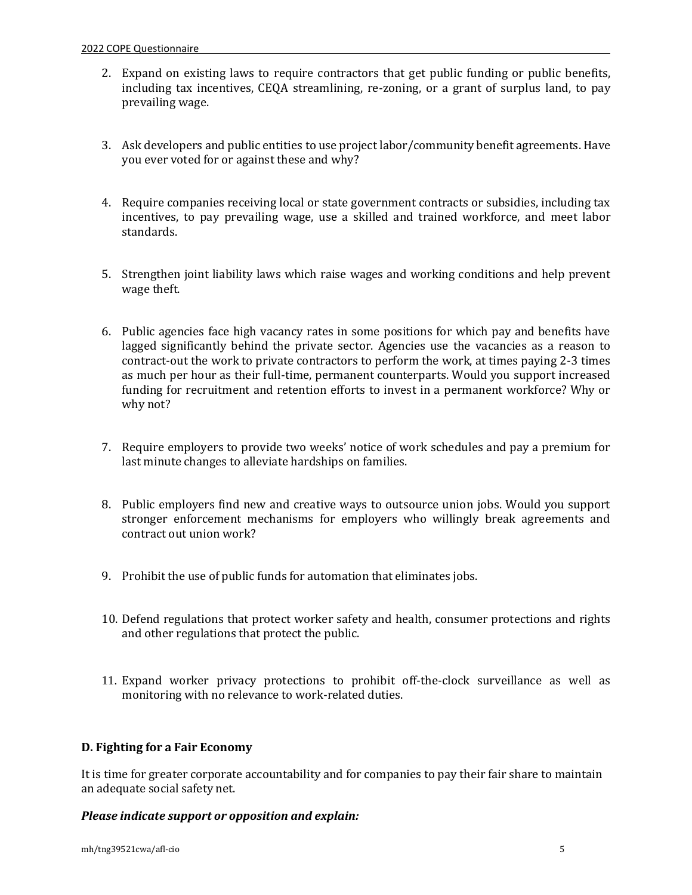2. Expand on existing laws to require contractors that get public funding or public benefits, including tax incentives, CEQA streamlining, re-zoning, or a grant of surplus land, to pay prevailing wage.

3. Ask developers and public entities to use project labor/community benefit agreements. Have you ever voted for or against these and why?

4. Require companies receiving local or state government contracts or subsidies, including tax incentives, to pay prevailing wage, use a skilled and trained workforce, and meet labor standards.

5. Strengthen joint liability laws which raise wages and working conditions and help prevent wage theft.

6. Public agencies face high vacancy rates in some positions for which pay and benefits have lagged significantly behind the private sector. Agencies use the vacancies as a reason to contract-out the work to private contractors to perform the work, at times paying 2-3 times as much per hour as their full-time, permanent counterparts. Would you support increased funding for recruitment and retention efforts to invest in a permanent workforce? Why or why not?

7. Require employers to provide two weeks' notice of work schedules and pay a premium for last minute changes to alleviate hardships on families.

8. Public employers find new and creative ways to outsource union jobs. Would you support stronger enforcement mechanisms for employers who willingly break agreements and contract out union work?

9. Prohibit the use of public funds for automation that eliminates jobs.

10. Defend regulations that protect worker safety and health, consumer protections and rights and other regulations that protect the public.

11. Expand worker privacy protections to prohibit off-the-clock surveillance as well as monitoring with no relevance to work-related duties.

**D. Fighting for a Fair Economy**

It is time for greater corporate accountability and for companies to pay their fair share to maintain an adequate social safety net.

***Please indicate support or opposition and explain:***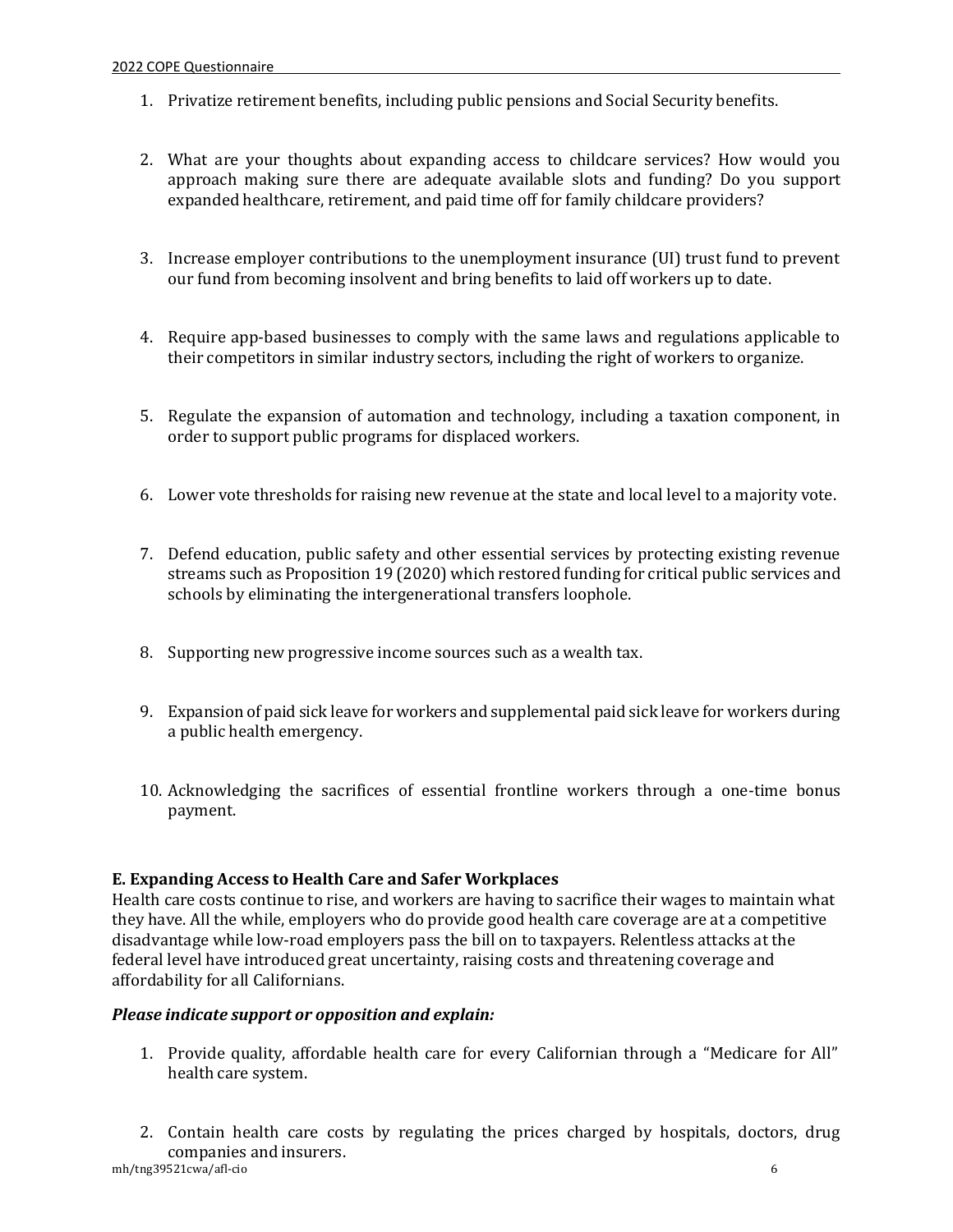1. Privatize retirement benefits, including public pensions and Social Security benefits.

2. What are your thoughts about expanding access to childcare services? How would you approach making sure there are adequate available slots and funding? Do you support expanded healthcare, retirement, and paid time off for family childcare providers?

3. Increase employer contributions to the unemployment insurance (UI) trust fund to prevent our fund from becoming insolvent and bring benefits to laid off workers up to date.

4. Require app-based businesses to comply with the same laws and regulations applicable to their competitors in similar industry sectors, including the right of workers to organize.

5. Regulate the expansion of automation and technology, including a taxation component, in order to support public programs for displaced workers.

6. Lower vote thresholds for raising new revenue at the state and local level to a majority vote.

7. Defend education, public safety and other essential services by protecting existing revenue streams such as Proposition 19 (2020) which restored funding for critical public services and schools by eliminating the intergenerational transfers loophole.

8. Supporting new progressive income sources such as a wealth tax.

9. Expansion of paid sick leave for workers and supplemental paid sick leave for workers during a public health emergency.

10. Acknowledging the sacrifices of essential frontline workers through a one-time bonus payment.

**E. Expanding Access to Health Care and Safer Workplaces**

Health care costs continue to rise, and workers are having to sacrifice their wages to maintain what they have. All the while, employers who do provide good health care coverage are at a competitive disadvantage while low-road employers pass the bill on to taxpayers. Relentless attacks at the federal level have introduced great uncertainty, raising costs and threatening coverage and affordability for all Californians.

***Please indicate support or opposition and explain:***

1. Provide quality, affordable health care for every Californian through a "Medicare for All" health care system.

2. Contain health care costs by regulating the prices charged by hospitals, doctors, drug companies and insurers.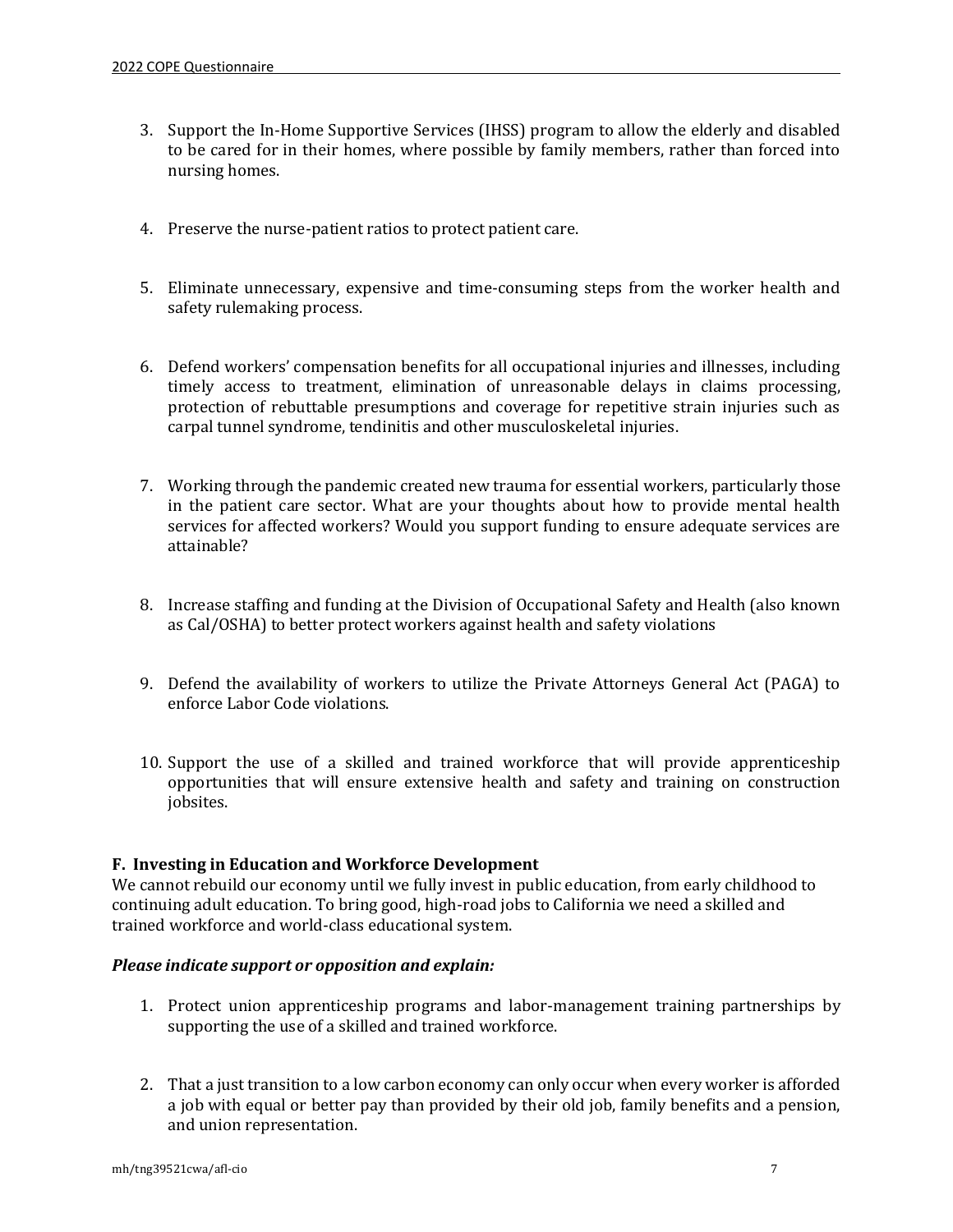3. Support the In-Home Supportive Services (IHSS) program to allow the elderly and disabled to be cared for in their homes, where possible by family members, rather than forced into nursing homes.

4. Preserve the nurse-patient ratios to protect patient care.

5. Eliminate unnecessary, expensive and time-consuming steps from the worker health and safety rulemaking process.

6. Defend workers' compensation benefits for all occupational injuries and illnesses, including timely access to treatment, elimination of unreasonable delays in claims processing, protection of rebuttable presumptions and coverage for repetitive strain injuries such as carpal tunnel syndrome, tendinitis and other musculoskeletal injuries.

7. Working through the pandemic created new trauma for essential workers, particularly those in the patient care sector. What are your thoughts about how to provide mental health services for affected workers? Would you support funding to ensure adequate services are attainable?

8. Increase staffing and funding at the Division of Occupational Safety and Health (also known as Cal/OSHA) to better protect workers against health and safety violations

9. Defend the availability of workers to utilize the Private Attorneys General Act (PAGA) to enforce Labor Code violations.

10. Support the use of a skilled and trained workforce that will provide apprenticeship opportunities that will ensure extensive health and safety and training on construction jobsites.

**F. Investing in Education and Workforce Development**

We cannot rebuild our economy until we fully invest in public education, from early childhood to continuing adult education. To bring good, high-road jobs to California we need a skilled and trained workforce and world-class educational system.

***Please indicate support or opposition and explain:***

1. Protect union apprenticeship programs and labor-management training partnerships by supporting the use of a skilled and trained workforce.

2. That a just transition to a low carbon economy can only occur when every worker is afforded a job with equal or better pay than provided by their old job, family benefits and a pension, and union representation.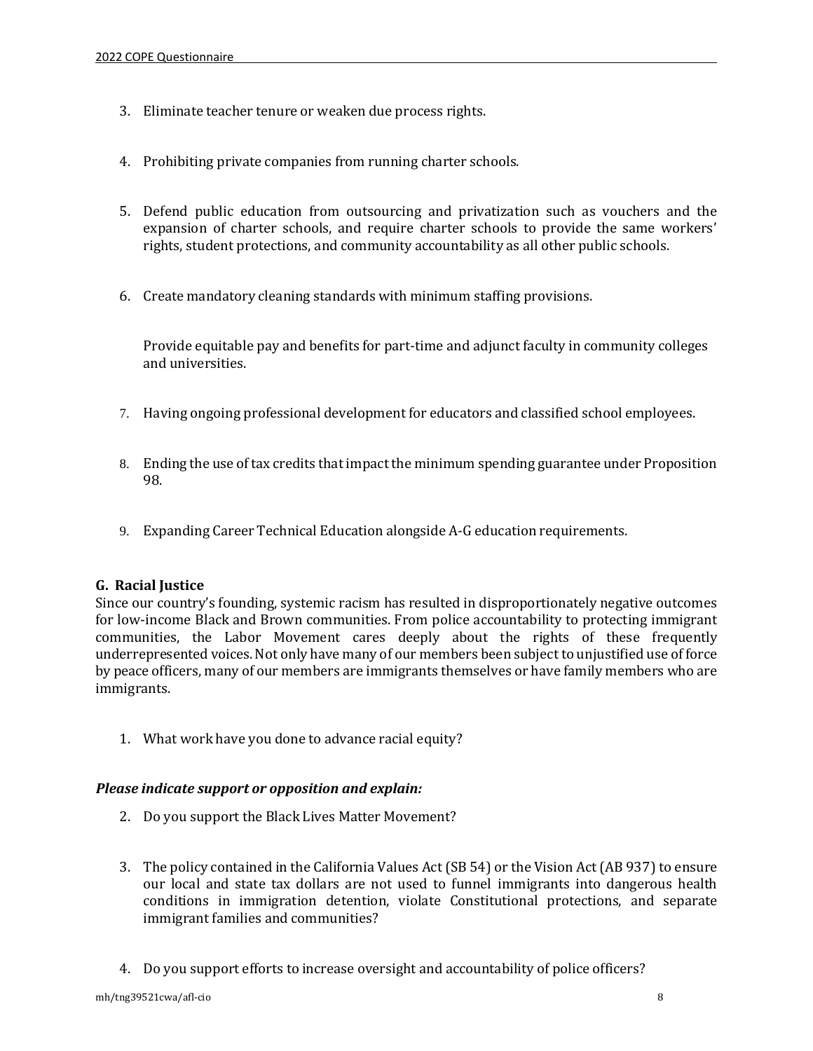3. Eliminate teacher tenure or weaken due process rights.

4. Prohibiting private companies from running charter schools.

5. Defend public education from outsourcing and privatization such as vouchers and the expansion of charter schools, and require charter schools to provide the same workers' rights, student protections, and community accountability as all other public schools.

6. Create mandatory cleaning standards with minimum staffing provisions.

   Provide equitable pay and benefits for part-time and adjunct faculty in community colleges and universities.

7. Having ongoing professional development for educators and classified school employees.

8. Ending the use of tax credits that impact the minimum spending guarantee under Proposition 98.

9. Expanding Career Technical Education alongside A-G education requirements.

**G. Racial Justice**

Since our country's founding, systemic racism has resulted in disproportionately negative outcomes for low-income Black and Brown communities. From police accountability to protecting immigrant communities, the Labor Movement cares deeply about the rights of these frequently underrepresented voices. Not only have many of our members been subject to unjustified use of force by peace officers, many of our members are immigrants themselves or have family members who are immigrants.

1. What work have you done to advance racial equity?

***Please indicate support or opposition and explain:***

2. Do you support the Black Lives Matter Movement?

3. The policy contained in the California Values Act (SB 54) or the Vision Act (AB 937) to ensure our local and state tax dollars are not used to funnel immigrants into dangerous health conditions in immigration detention, violate Constitutional protections, and separate immigrant families and communities?

4. Do you support efforts to increase oversight and accountability of police officers?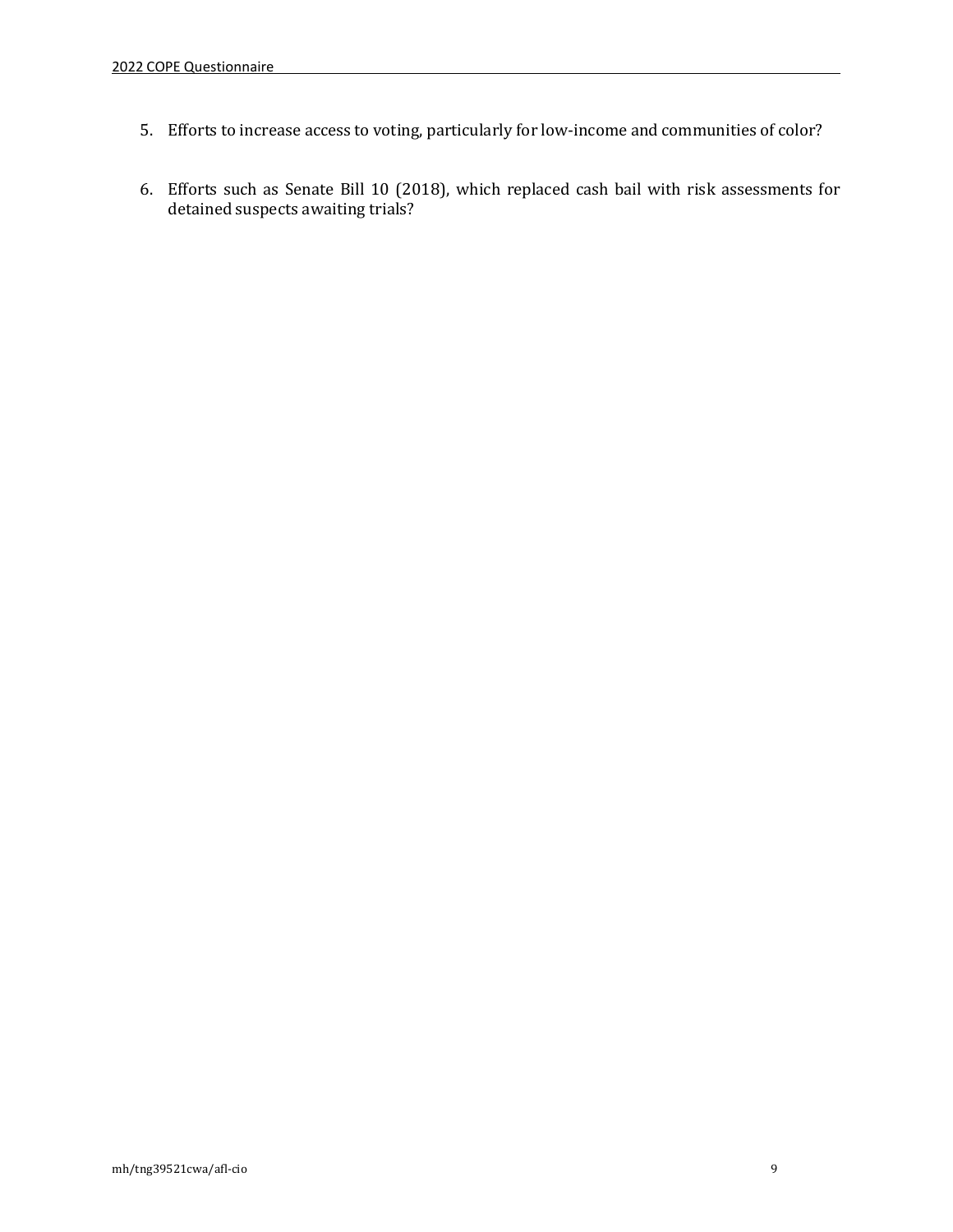5. Efforts to increase access to voting, particularly for low-income and communities of color?

6. Efforts such as Senate Bill 10 (2018), which replaced cash bail with risk assessments for detained suspects awaiting trials?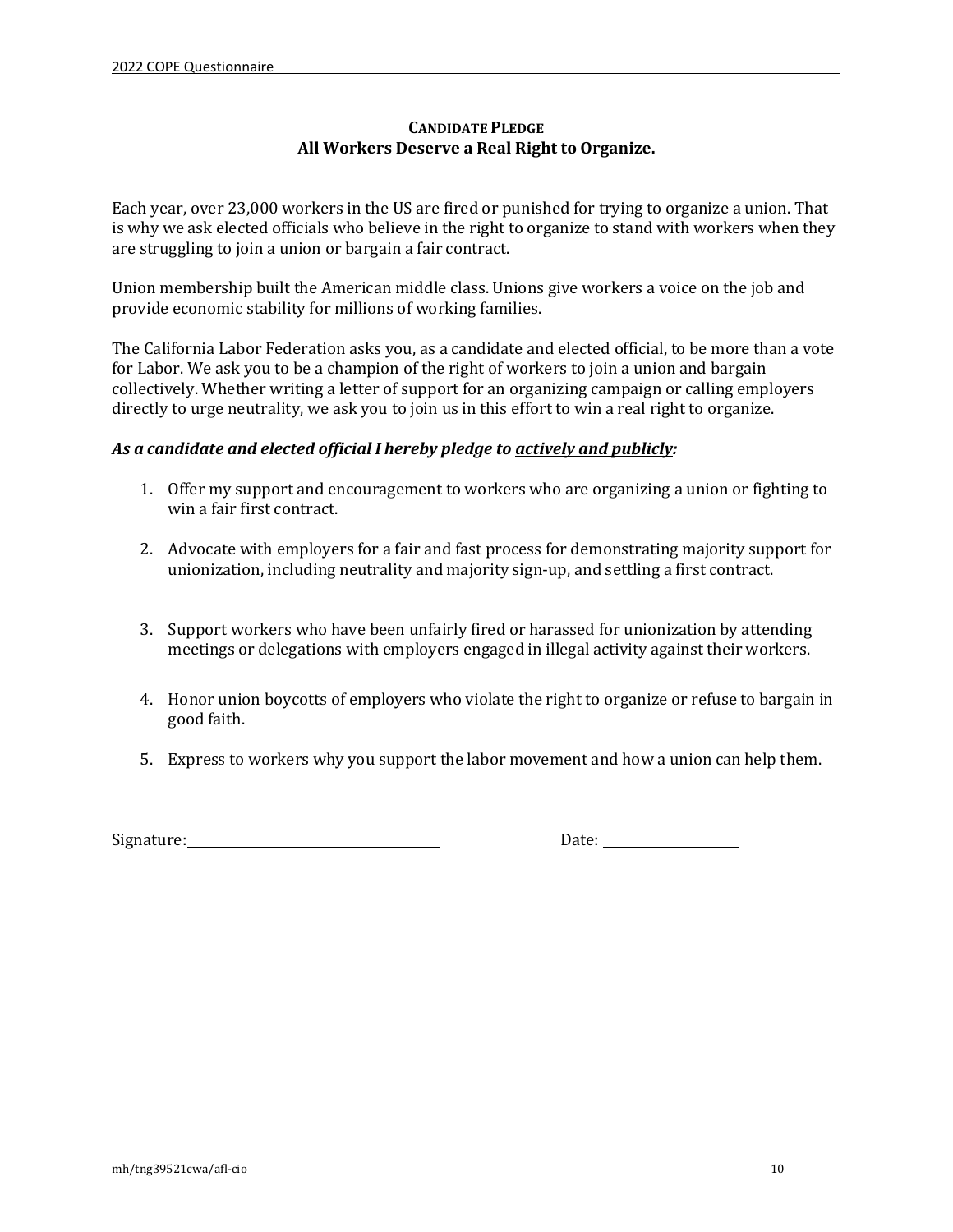## CANDIDATE PLEDGE
## All Workers Deserve a Real Right to Organize.

Each year, over 23,000 workers in the US are fired or punished for trying to organize a union. That is why we ask elected officials who believe in the right to organize to stand with workers when they are struggling to join a union or bargain a fair contract.

Union membership built the American middle class. Unions give workers a voice on the job and provide economic stability for millions of working families.

The California Labor Federation asks you, as a candidate and elected official, to be more than a vote for Labor. We ask you to be a champion of the right of workers to join a union and bargain collectively. Whether writing a letter of support for an organizing campaign or calling employers directly to urge neutrality, we ask you to join us in this effort to win a real right to organize.

***As a candidate and elected official I hereby pledge to <u>actively and publicly</u>:***

1. Offer my support and encouragement to workers who are organizing a union or fighting to win a fair first contract.
2. Advocate with employers for a fair and fast process for demonstrating majority support for unionization, including neutrality and majority sign-up, and settling a first contract.
3. Support workers who have been unfairly fired or harassed for unionization by attending meetings or delegations with employers engaged in illegal activity against their workers.
4. Honor union boycotts of employers who violate the right to organize or refuse to bargain in good faith.
5. Express to workers why you support the labor movement and how a union can help them.

Signature:\_\_\_\_\_\_\_\_\_\_\_\_\_\_\_\_\_\_\_\_\_\_\_\_\_\_\_\_\_\_ Date: \_\_\_\_\_\_\_\_\_\_\_\_\_\_\_\_